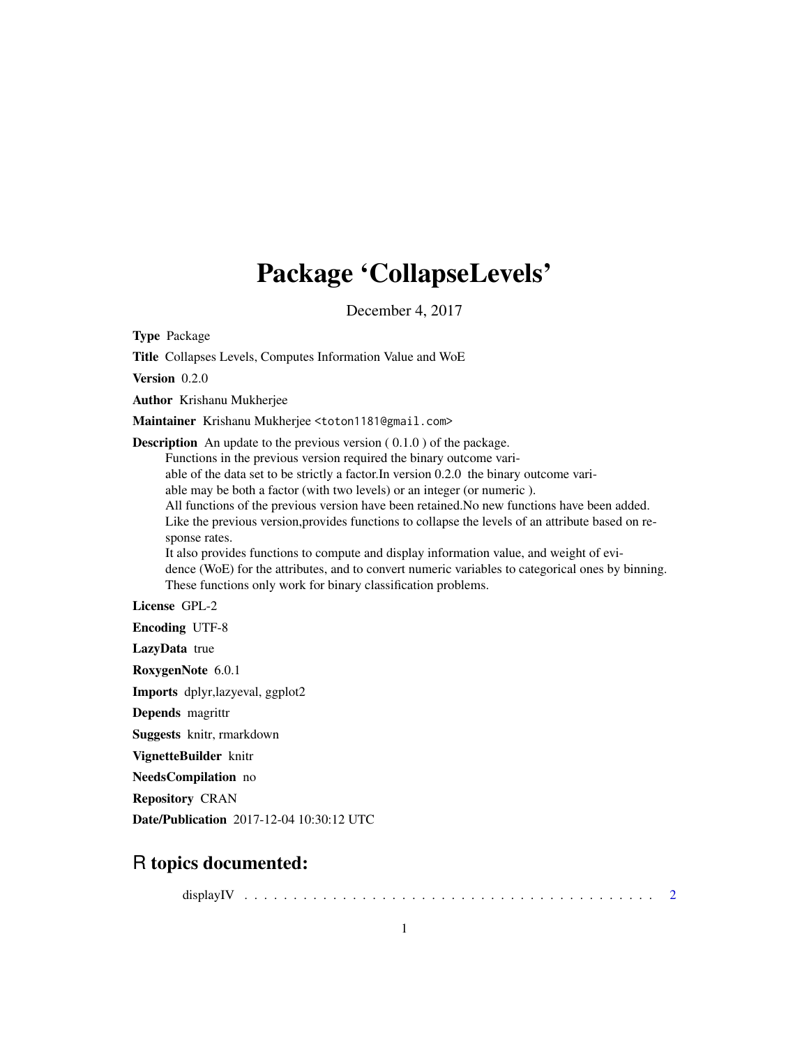# Package 'CollapseLevels'

December 4, 2017

**Type** Package

**Title** Collapses Levels, Computes Information Value and WoE

**Version** 0.2.0

**Author** Krishanu Mukherjee

**Maintainer** Krishanu Mukherjee <toton1181@gmail.com>

**Description** An update to the previous version ( 0.1.0 ) of the package.
Functions in the previous version required the binary outcome variable of the data set to be strictly a factor.In version 0.2.0 the binary outcome variable may be both a factor (with two levels) or an integer (or numeric ).
All functions of the previous version have been retained.No new functions have been added.
Like the previous version,provides functions to collapse the levels of an attribute based on response rates.
It also provides functions to compute and display information value, and weight of evidence (WoE) for the attributes, and to convert numeric variables to categorical ones by binning.
These functions only work for binary classification problems.

**License** GPL-2

**Encoding** UTF-8

**LazyData** true

**RoxygenNote** 6.0.1

**Imports** dplyr,lazyeval, ggplot2

**Depends** magrittr

**Suggests** knitr, rmarkdown

**VignetteBuilder** knitr

**NeedsCompilation** no

**Repository** CRAN

**Date/Publication** 2017-12-04 10:30:12 UTC

## R topics documented:

displayIV . . . . . . . . . . . . . . . . . . . . . . . . . . . . . . . . . . . . . . . . . . . . 2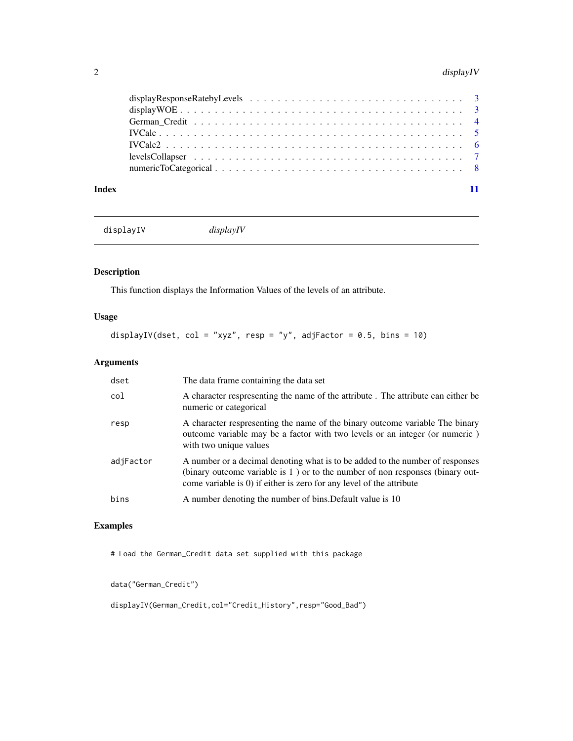displayResponseRatebyLevels . . . . . . . . . . . . . . . . . . . . . . . . . . . . . . 3
displayWOE . . . . . . . . . . . . . . . . . . . . . . . . . . . . . . . . . . . . . . . 3
German_Credit . . . . . . . . . . . . . . . . . . . . . . . . . . . . . . . . . . . . . 4
IVCalc . . . . . . . . . . . . . . . . . . . . . . . . . . . . . . . . . . . . . . . . . . 5
IVCalc2 . . . . . . . . . . . . . . . . . . . . . . . . . . . . . . . . . . . . . . . . . 6
levelsCollapser . . . . . . . . . . . . . . . . . . . . . . . . . . . . . . . . . . . . . 7
numericToCategorical . . . . . . . . . . . . . . . . . . . . . . . . . . . . . . . . . . 8

**Index** **11**

---

`displayIV` *displayIV*

---

## Description

This function displays the Information Values of the levels of an attribute.

## Usage

```
displayIV(dset, col = "xyz", resp = "y", adjFactor = 0.5, bins = 10)
```

## Arguments

| | |
|---|---|
| `dset` | The data frame containing the data set |
| `col` | A character respresenting the name of the attribute . The attribute can either be numeric or categorical |
| `resp` | A character respresenting the name of the binary outcome variable The binary outcome variable may be a factor with two levels or an integer (or numeric ) with two unique values |
| `adjFactor` | A number or a decimal denoting what is to be added to the number of responses (binary outcome variable is 1 ) or to the number of non responses (binary outcome variable is 0) if either is zero for any level of the attribute |
| `bins` | A number denoting the number of bins.Default value is 10 |

## Examples

```
# Load the German_Credit data set supplied with this package


data("German_Credit")

displayIV(German_Credit,col="Credit_History",resp="Good_Bad")
```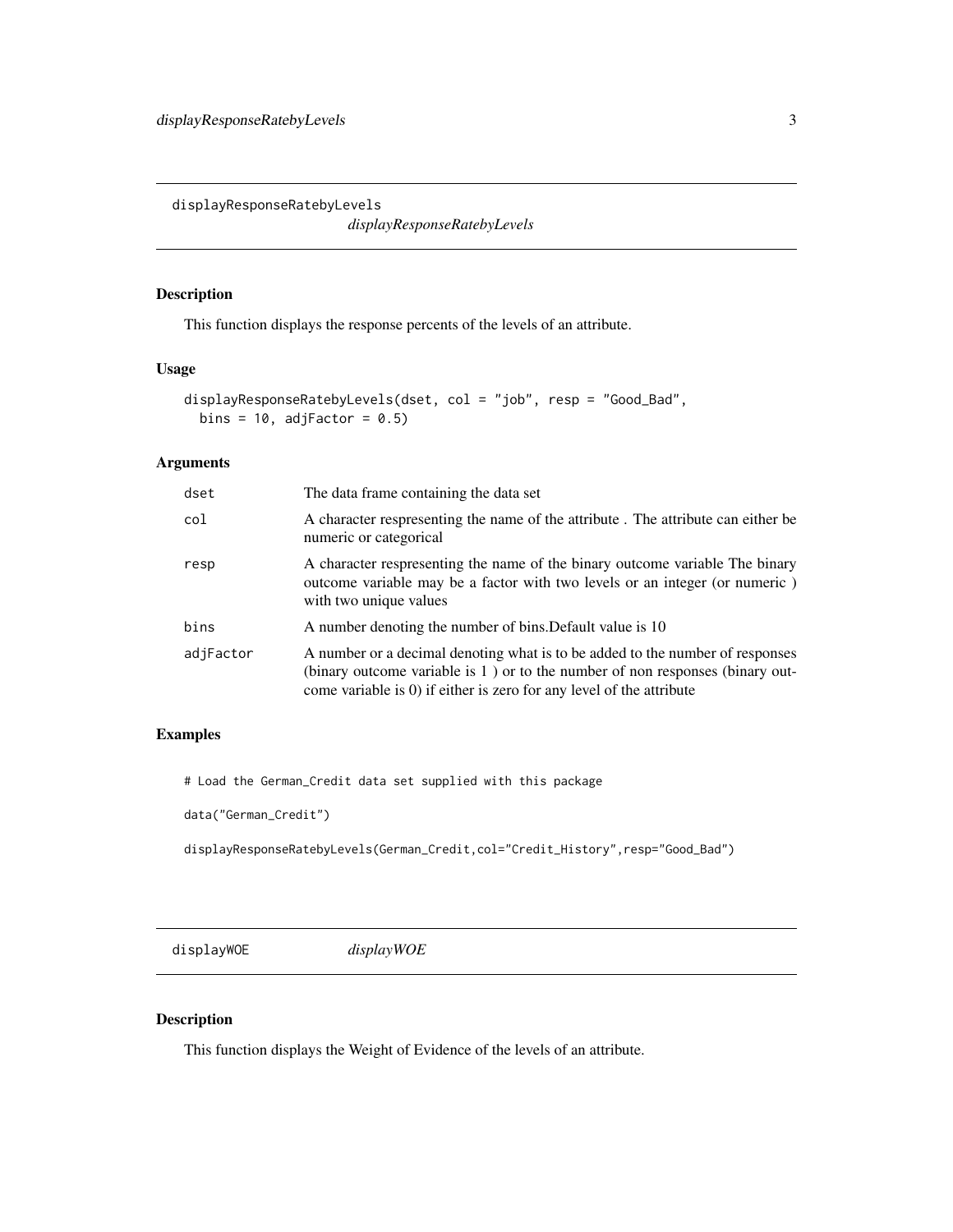## displayResponseRatebyLevels

*displayResponseRatebyLevels*

### Description

This function displays the response percents of the levels of an attribute.

### Usage

```
displayResponseRatebyLevels(dset, col = "job", resp = "Good_Bad",
  bins = 10, adjFactor = 0.5)
```

### Arguments

| Argument | Description |
|---|---|
| dset | The data frame containing the data set |
| col | A character respresenting the name of the attribute . The attribute can either be numeric or categorical |
| resp | A character respresenting the name of the binary outcome variable The binary outcome variable may be a factor with two levels or an integer (or numeric ) with two unique values |
| bins | A number denoting the number of bins.Default value is 10 |
| adjFactor | A number or a decimal denoting what is to be added to the number of responses (binary outcome variable is 1 ) or to the number of non responses (binary outcome variable is 0) if either is zero for any level of the attribute |

### Examples

```
# Load the German_Credit data set supplied with this package

data("German_Credit")

displayResponseRatebyLevels(German_Credit,col="Credit_History",resp="Good_Bad")
```

## displayWOE

*displayWOE*

### Description

This function displays the Weight of Evidence of the levels of an attribute.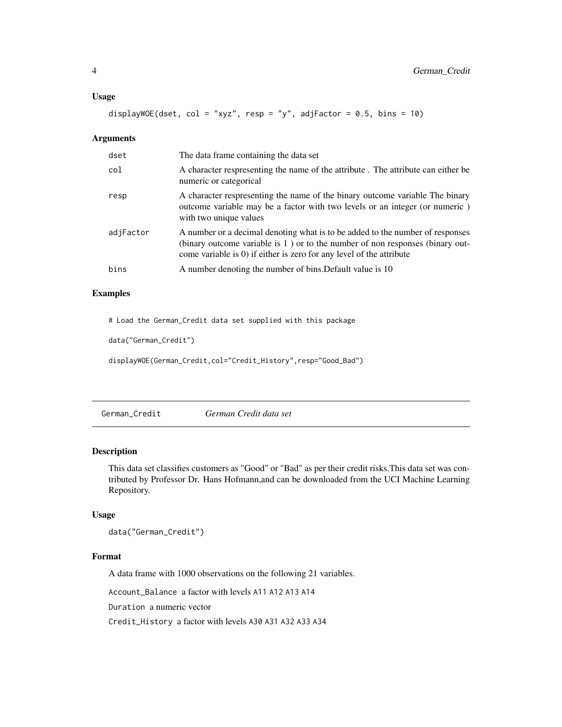### Usage

```
displayWOE(dset, col = "xyz", resp = "y", adjFactor = 0.5, bins = 10)
```

### Arguments

| | |
|---|---|
| dset | The data frame containing the data set |
| col | A character respresenting the name of the attribute . The attribute can either be numeric or categorical |
| resp | A character respresenting the name of the binary outcome variable The binary outcome variable may be a factor with two levels or an integer (or numeric ) with two unique values |
| adjFactor | A number or a decimal denoting what is to be added to the number of responses (binary outcome variable is 1 ) or to the number of non responses (binary outcome variable is 0) if either is zero for any level of the attribute |
| bins | A number denoting the number of bins.Default value is 10 |

### Examples

```
# Load the German_Credit data set supplied with this package

data("German_Credit")

displayWOE(German_Credit,col="Credit_History",resp="Good_Bad")
```

---

## German_Credit *German Credit data set*

### Description

This data set classifies customers as "Good" or "Bad" as per their credit risks.This data set was contributed by Professor Dr. Hans Hofmann,and can be downloaded from the UCI Machine Learning Repository.

### Usage

```
data("German_Credit")
```

### Format

A data frame with 1000 observations on the following 21 variables.

`Account_Balance` a factor with levels `A11` `A12` `A13` `A14`

`Duration` a numeric vector

`Credit_History` a factor with levels `A30` `A31` `A32` `A33` `A34`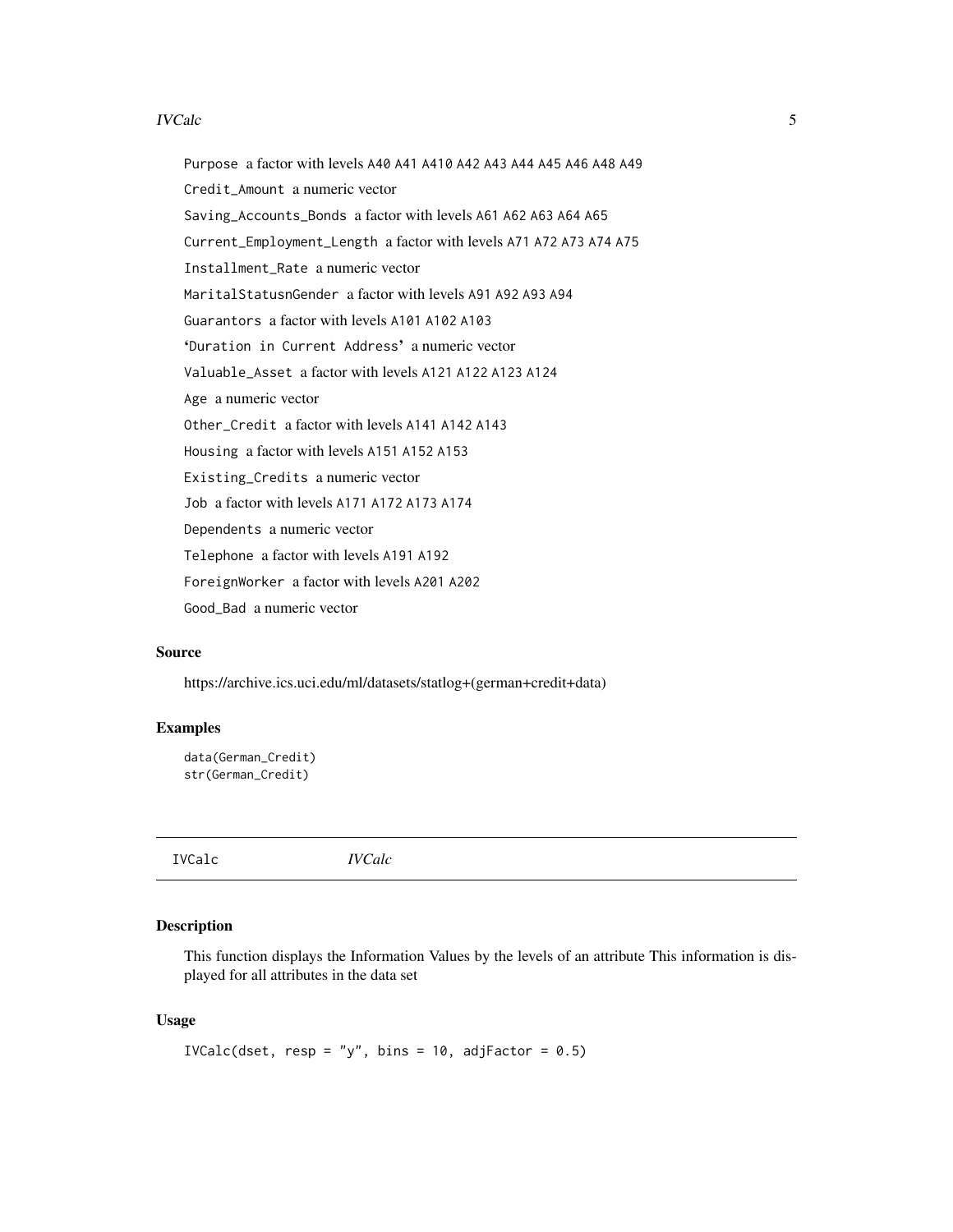Purpose a factor with levels A40 A41 A410 A42 A43 A44 A45 A46 A48 A49

Credit_Amount a numeric vector

Saving_Accounts_Bonds a factor with levels A61 A62 A63 A64 A65

Current_Employment_Length a factor with levels A71 A72 A73 A74 A75

Installment_Rate a numeric vector

MaritalStatusnGender a factor with levels A91 A92 A93 A94

Guarantors a factor with levels A101 A102 A103

'Duration in Current Address' a numeric vector

Valuable_Asset a factor with levels A121 A122 A123 A124

Age a numeric vector

Other_Credit a factor with levels A141 A142 A143

Housing a factor with levels A151 A152 A153

Existing_Credits a numeric vector

Job a factor with levels A171 A172 A173 A174

Dependents a numeric vector

Telephone a factor with levels A191 A192

ForeignWorker a factor with levels A201 A202

Good_Bad a numeric vector

### Source

https://archive.ics.uci.edu/ml/datasets/statlog+(german+credit+data)

### Examples

```
data(German_Credit)
str(German_Credit)
```

---

## IVCalc *IVCalc*

---

### Description

This function displays the Information Values by the levels of an attribute This information is displayed for all attributes in the data set

### Usage

```
IVCalc(dset, resp = "y", bins = 10, adjFactor = 0.5)
```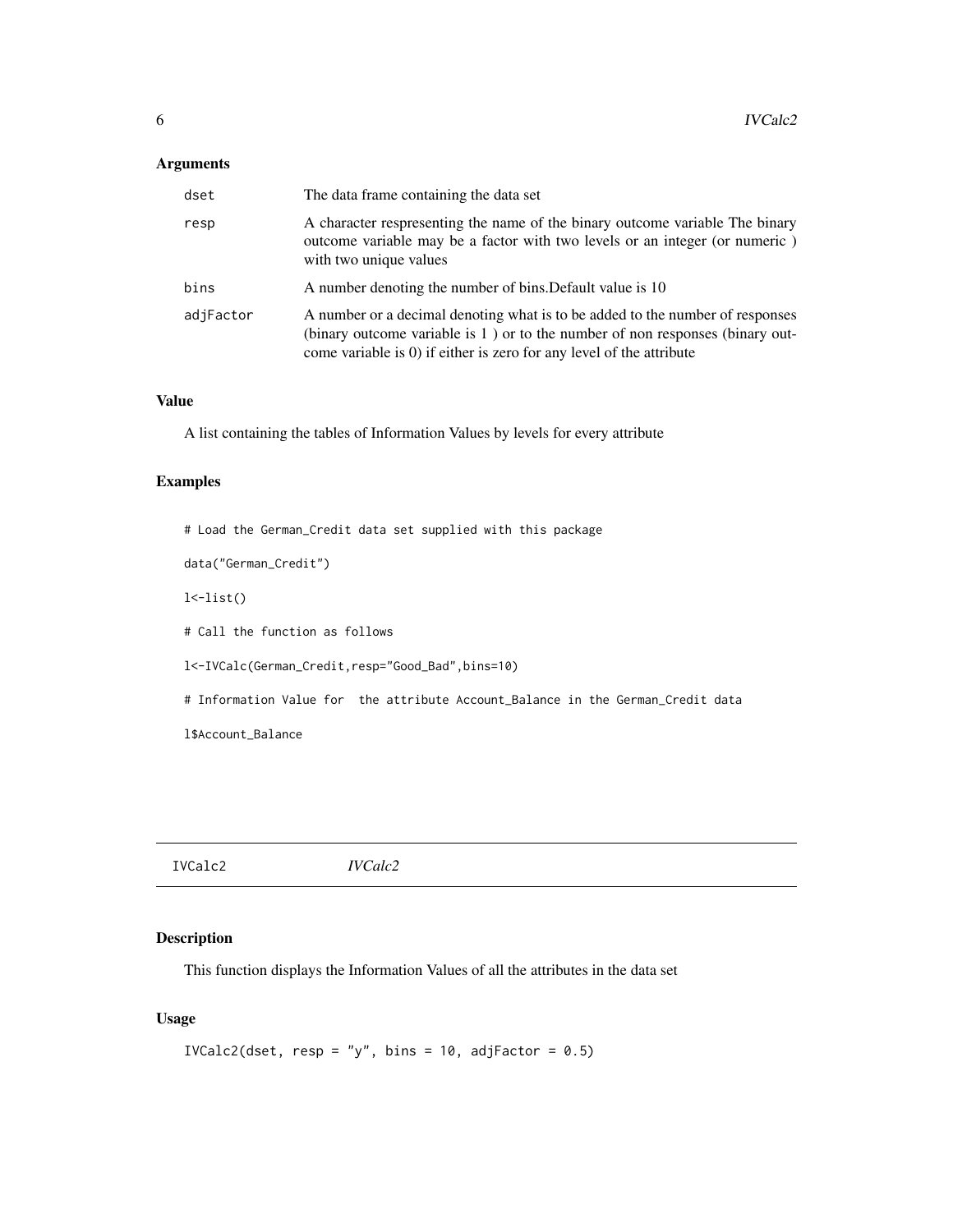## Arguments

| | |
|---|---|
| dset | The data frame containing the data set |
| resp | A character respresenting the name of the binary outcome variable The binary outcome variable may be a factor with two levels or an integer (or numeric ) with two unique values |
| bins | A number denoting the number of bins.Default value is 10 |
| adjFactor | A number or a decimal denoting what is to be added to the number of responses (binary outcome variable is 1 ) or to the number of non responses (binary outcome variable is 0) if either is zero for any level of the attribute |

## Value

A list containing the tables of Information Values by levels for every attribute

## Examples

```
# Load the German_Credit data set supplied with this package

data("German_Credit")

l<-list()

# Call the function as follows

l<-IVCalc(German_Credit,resp="Good_Bad",bins=10)

# Information Value for  the attribute Account_Balance in the German_Credit data

l$Account_Balance
```

---

# IVCalc2 *IVCalc2*

---

## Description

This function displays the Information Values of all the attributes in the data set

## Usage

```
IVCalc2(dset, resp = "y", bins = 10, adjFactor = 0.5)
```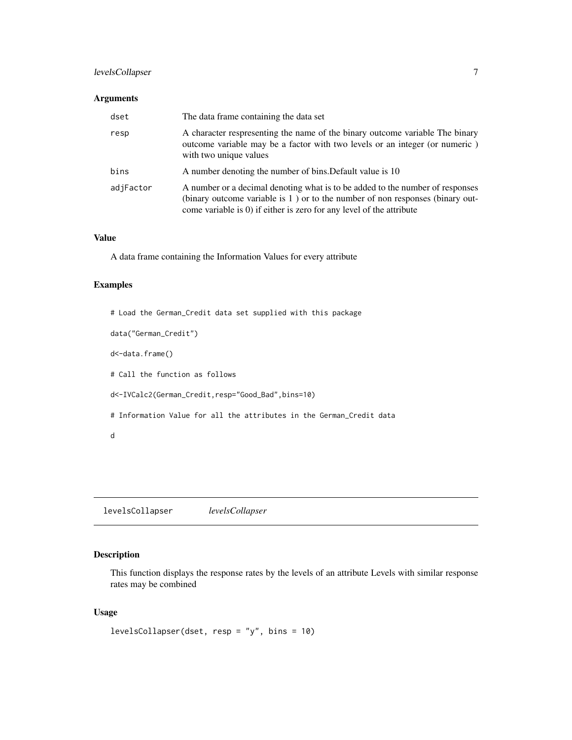### Arguments

| | |
|---|---|
| dset | The data frame containing the data set |
| resp | A character respresenting the name of the binary outcome variable The binary outcome variable may be a factor with two levels or an integer (or numeric ) with two unique values |
| bins | A number denoting the number of bins.Default value is 10 |
| adjFactor | A number or a decimal denoting what is to be added to the number of responses (binary outcome variable is 1 ) or to the number of non responses (binary outcome variable is 0) if either is zero for any level of the attribute |

### Value

A data frame containing the Information Values for every attribute

### Examples

```
# Load the German_Credit data set supplied with this package

data("German_Credit")

d<-data.frame()

# Call the function as follows

d<-IVCalc2(German_Credit,resp="Good_Bad",bins=10)

# Information Value for all the attributes in the German_Credit data

d
```

---

## levelsCollapser *levelsCollapser*

### Description

This function displays the response rates by the levels of an attribute Levels with similar response rates may be combined

### Usage

```
levelsCollapser(dset, resp = "y", bins = 10)
```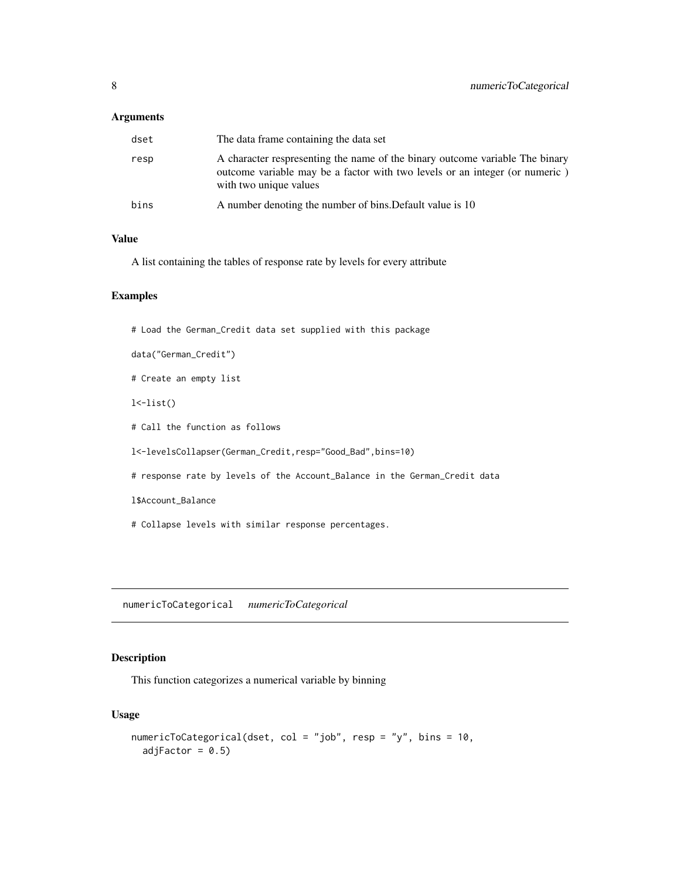### Arguments

| | |
|---|---|
| dset | The data frame containing the data set |
| resp | A character respresenting the name of the binary outcome variable The binary outcome variable may be a factor with two levels or an integer (or numeric ) with two unique values |
| bins | A number denoting the number of bins.Default value is 10 |

### Value

A list containing the tables of response rate by levels for every attribute

### Examples

```
# Load the German_Credit data set supplied with this package

data("German_Credit")

# Create an empty list

l<-list()

# Call the function as follows

l<-levelsCollapser(German_Credit,resp="Good_Bad",bins=10)

# response rate by levels of the Account_Balance in the German_Credit data

l$Account_Balance

# Collapse levels with similar response percentages.
```

---

## numericToCategorical *numericToCategorical*

### Description

This function categorizes a numerical variable by binning

### Usage

```
numericToCategorical(dset, col = "job", resp = "y", bins = 10,
  adjFactor = 0.5)
```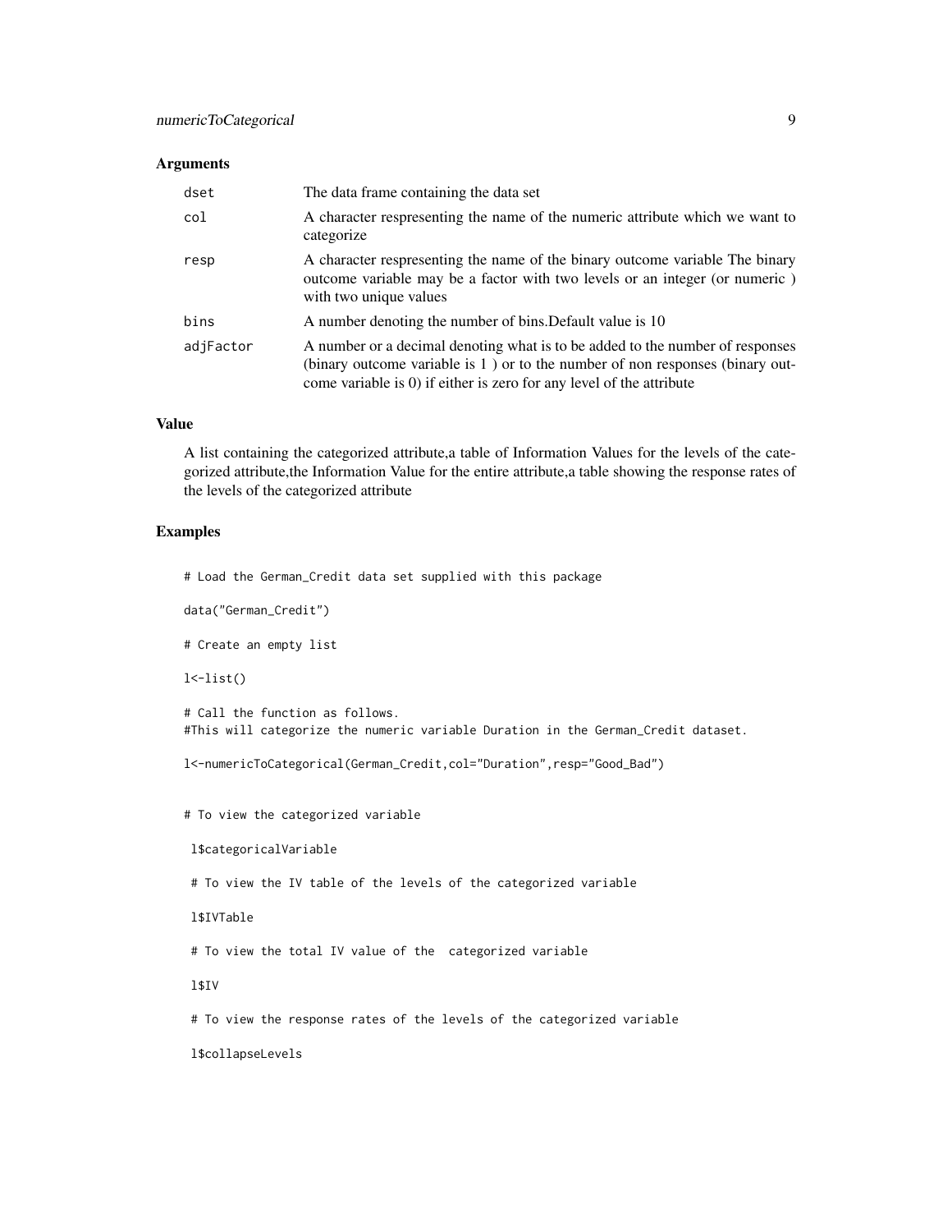### Arguments

| | |
|---|---|
| dset | The data frame containing the data set |
| col | A character respresenting the name of the numeric attribute which we want to categorize |
| resp | A character respresenting the name of the binary outcome variable The binary outcome variable may be a factor with two levels or an integer (or numeric ) with two unique values |
| bins | A number denoting the number of bins.Default value is 10 |
| adjFactor | A number or a decimal denoting what is to be added to the number of responses (binary outcome variable is 1 ) or to the number of non responses (binary outcome variable is 0) if either is zero for any level of the attribute |

### Value

A list containing the categorized attribute,a table of Information Values for the levels of the categorized attribute,the Information Value for the entire attribute,a table showing the response rates of the levels of the categorized attribute

### Examples

```
# Load the German_Credit data set supplied with this package

data("German_Credit")

# Create an empty list

l<-list()

# Call the function as follows.
#This will categorize the numeric variable Duration in the German_Credit dataset.

l<-numericToCategorical(German_Credit,col="Duration",resp="Good_Bad")


# To view the categorized variable

 l$categoricalVariable

 # To view the IV table of the levels of the categorized variable

 l$IVTable

 # To view the total IV value of the  categorized variable

 l$IV

 # To view the response rates of the levels of the categorized variable

 l$collapseLevels
```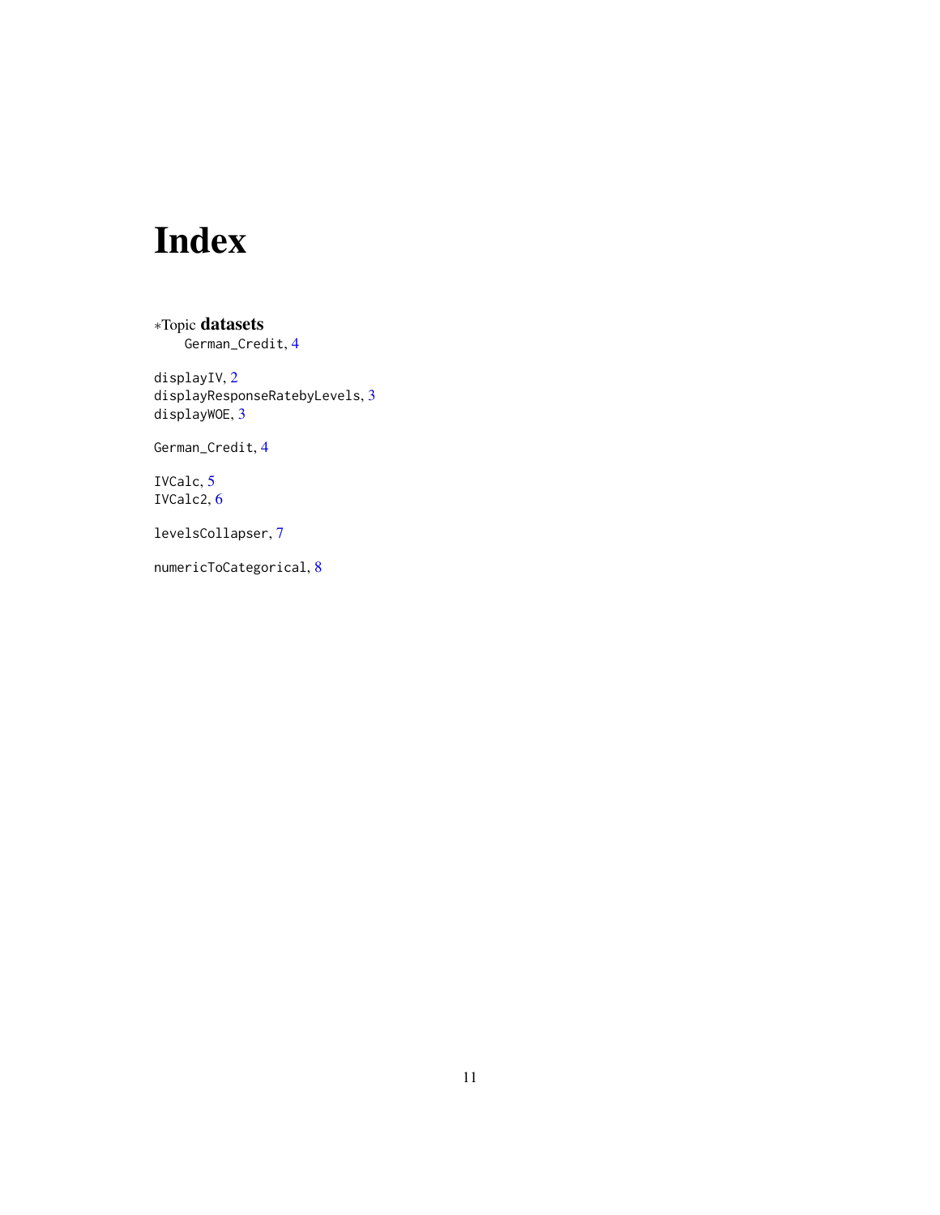# Index

∗Topic **datasets**
    German_Credit, 4

displayIV, 2
displayResponseRatebyLevels, 3
displayWOE, 3

German_Credit, 4

IVCalc, 5
IVCalc2, 6

levelsCollapser, 7

numericToCategorical, 8